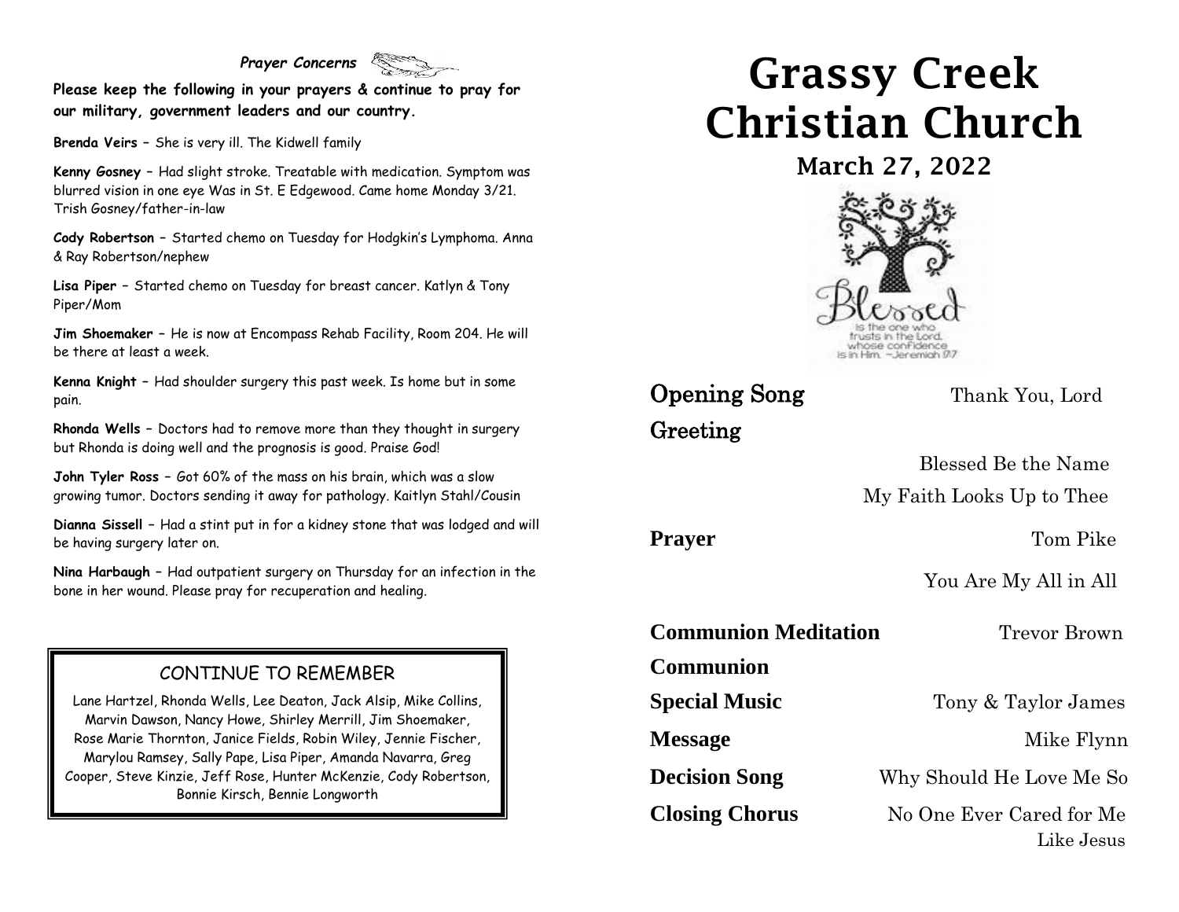## *Prayer Concerns*

**Please keep the following in your prayers & continue to pray for our military, government leaders and our country.**

**Brenda Veirs** – She is very ill. The Kidwell family

**Kenny Gosney** – Had slight stroke. Treatable with medication. Symptom was blurred vision in one eye Was in St. E Edgewood. Came home Monday 3/21. Trish Gosney/father-in-law

**Cody Robertson** – Started chemo on Tuesday for Hodgkin's Lymphoma. Anna & Ray Robertson/nephew

**Lisa Piper** – Started chemo on Tuesday for breast cancer. Katlyn & Tony Piper/Mom

**Jim Shoemaker** – He is now at Encompass Rehab Facility, Room 204. He will be there at least a week.

**Kenna Knight** – Had shoulder surgery this past week. Is home but in some pain.

**Rhonda Wells** – Doctors had to remove more than they thought in surgery but Rhonda is doing well and the prognosis is good. Praise God!

**John Tyler Ross** – Got 60% of the mass on his brain, which was a slow growing tumor. Doctors sending it away for pathology. Kaitlyn Stahl/Cousin

**Dianna Sissell** – Had a stint put in for a kidney stone that was lodged and will be having surgery later on.

**Nina Harbaugh** – Had outpatient surgery on Thursday for an infection in the bone in her wound. Please pray for recuperation and healing.

### CONTINUE TO REMEMBER

Lane Hartzel, Rhonda Wells, Lee Deaton, Jack Alsip, Mike Collins, Marvin Dawson, Nancy Howe, Shirley Merrill, Jim Shoemaker, Rose Marie Thornton, Janice Fields, Robin Wiley, Jennie Fischer, Marylou Ramsey, Sally Pape, Lisa Piper, Amanda Navarra, Greg Cooper, Steve Kinzie, Jeff Rose, Hunter McKenzie, Cody Robertson, Bonnie Kirsch, Bennie Longworth

# Grassy Creek Christian Church

## March 27, 2022

Blessed is the one who trusts in the Lord, whose confidence is in Him. ~Jeremiah 17:7

**Opening Song** — Thank You, Lord

**Greeting**

Blessed Be the Name

My Faith Looks Up to Thee

**Prayer** — Tom Pike

You Are My All in All

**Communion Meditation** — Trevor Brown

**Communion**

**Special Music** — Tony & Taylor James

**Message** — Mike Flynn

**Decision Song** — Why Should He Love Me So

**Closing Chorus** — No One Ever Cared for Me Like Jesus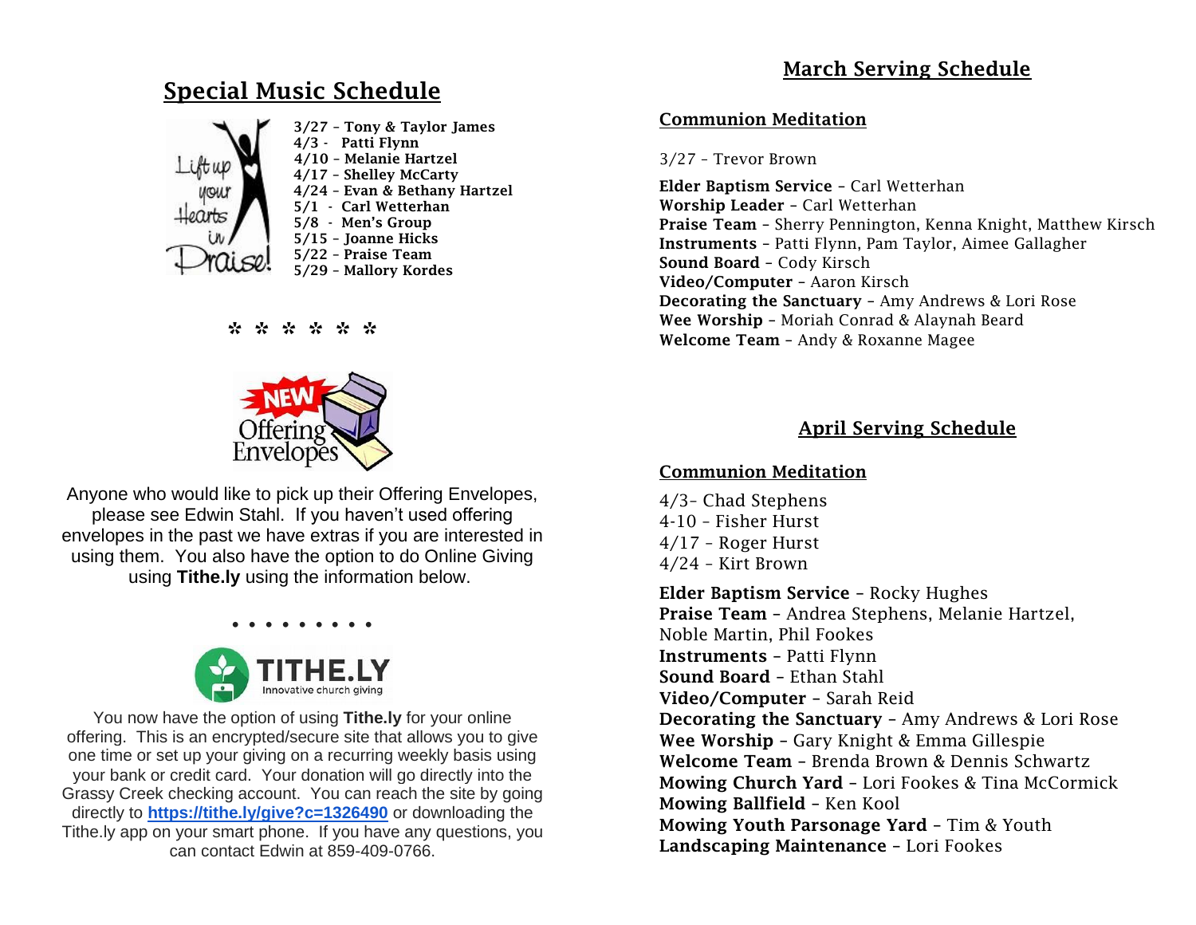# Special Music Schedule

3/27 – Tony & Taylor James
4/3 - Patti Flynn
4/10 – Melanie Hartzel
4/17 – Shelley McCarty
4/24 – Evan & Bethany Hartzel
5/1 - Carl Wetterhan
5/8 - Men's Group
5/15 – Joanne Hicks
5/22 – Praise Team
5/29 – Mallory Kordes

* * * * * *

Anyone who would like to pick up their Offering Envelopes, please see Edwin Stahl. If you haven't used offering envelopes in the past we have extras if you are interested in using them. You also have the option to do Online Giving using **Tithe.ly** using the information below.

• • • • • • • • •

You now have the option of using **Tithe.ly** for your online offering. This is an encrypted/secure site that allows you to give one time or set up your giving on a recurring weekly basis using your bank or credit card. Your donation will go directly into the Grassy Creek checking account. You can reach the site by going directly to **https://tithe.ly/give?c=1326490** or downloading the Tithe.ly app on your smart phone. If you have any questions, you can contact Edwin at 859-409-0766.

# March Serving Schedule

## Communion Meditation

3/27 – Trevor Brown

**Elder Baptism Service** – Carl Wetterhan
**Worship Leader** – Carl Wetterhan
**Praise Team** – Sherry Pennington, Kenna Knight, Matthew Kirsch
**Instruments** – Patti Flynn, Pam Taylor, Aimee Gallagher
**Sound Board** – Cody Kirsch
**Video/Computer** – Aaron Kirsch
**Decorating the Sanctuary** – Amy Andrews & Lori Rose
**Wee Worship** – Moriah Conrad & Alaynah Beard
**Welcome Team** – Andy & Roxanne Magee

# April Serving Schedule

## Communion Meditation

4/3– Chad Stephens
4-10 – Fisher Hurst
4/17 – Roger Hurst
4/24 – Kirt Brown

**Elder Baptism Service** – Rocky Hughes
**Praise Team** – Andrea Stephens, Melanie Hartzel, Noble Martin, Phil Fookes
**Instruments** – Patti Flynn
**Sound Board** – Ethan Stahl
**Video/Computer** – Sarah Reid
**Decorating the Sanctuary** – Amy Andrews & Lori Rose
**Wee Worship** – Gary Knight & Emma Gillespie
**Welcome Team** – Brenda Brown & Dennis Schwartz
**Mowing Church Yard** – Lori Fookes & Tina McCormick
**Mowing Ballfield** – Ken Kool
**Mowing Youth Parsonage Yard** – Tim & Youth
**Landscaping Maintenance** – Lori Fookes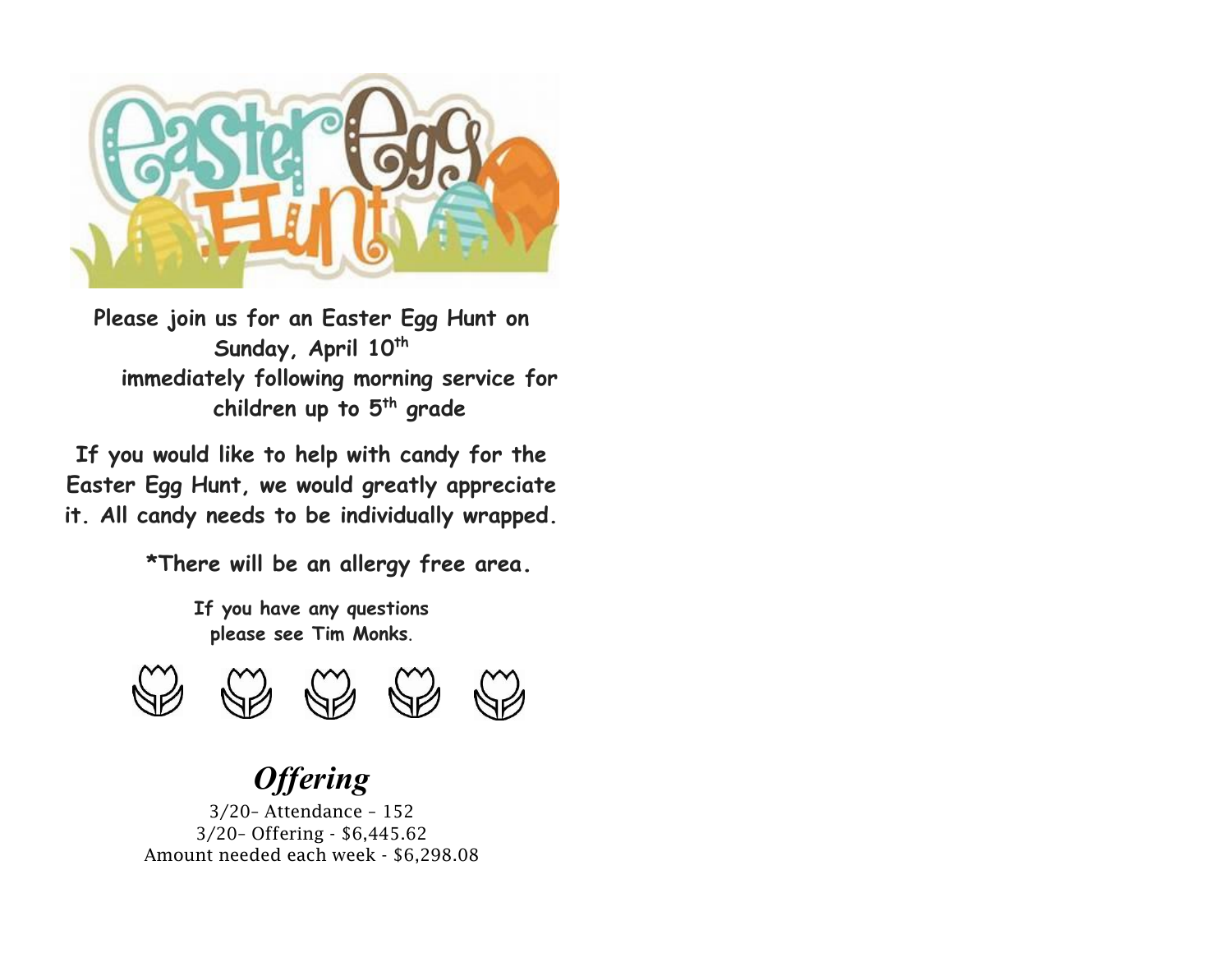**Please join us for an Easter Egg Hunt on Sunday, April 10th immediately following morning service for children up to 5th grade**

**If you would like to help with candy for the Easter Egg Hunt, we would greatly appreciate it. All candy needs to be individually wrapped.**

**\*There will be an allergy free area.**

**If you have any questions please see Tim Monks.**

## *Offering*

3/20– Attendance – 152
3/20– Offering - $6,445.62
Amount needed each week - $6,298.08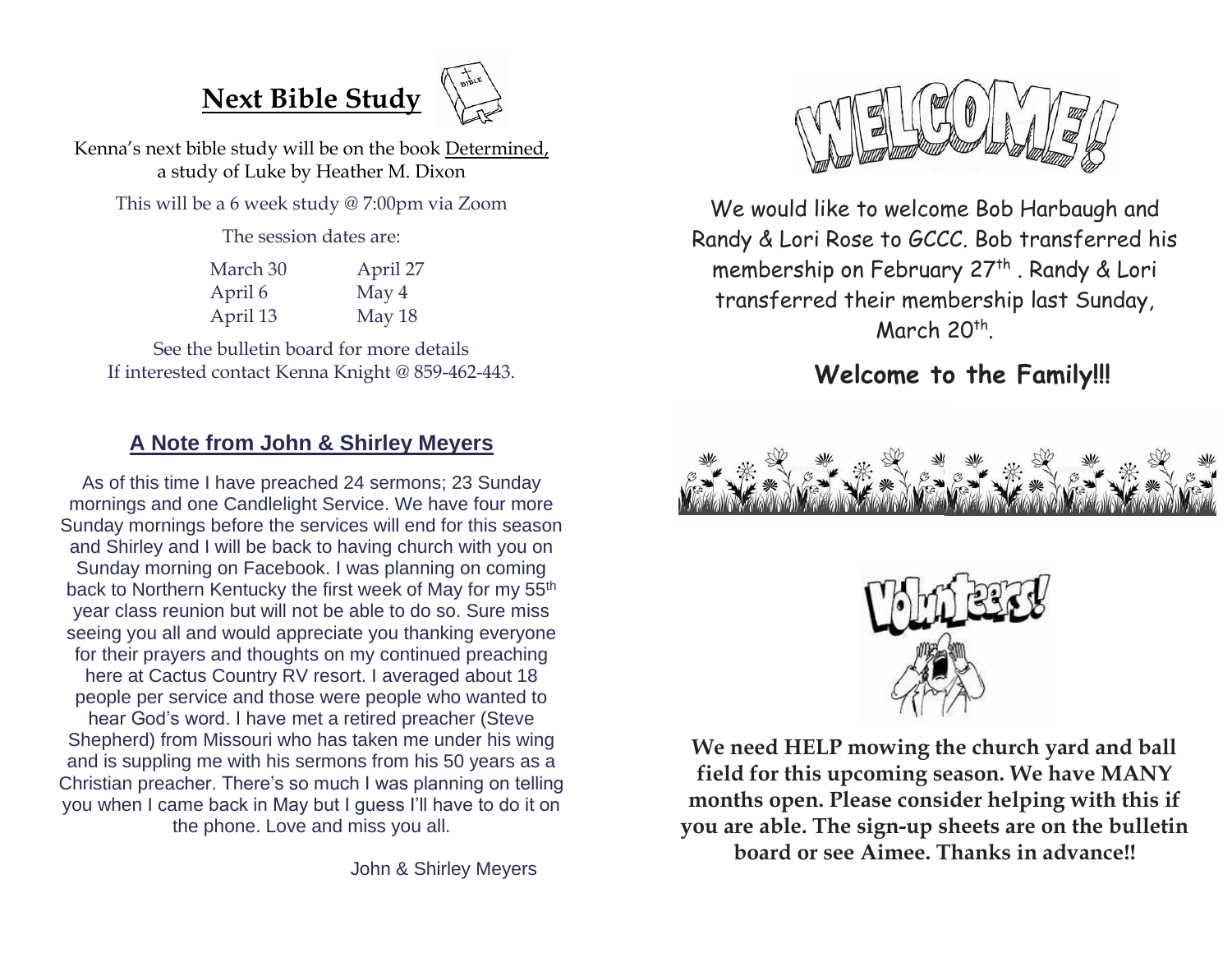## Next Bible Study

Kenna's next bible study will be on the book Determined, a study of Luke by Heather M. Dixon

This will be a 6 week study @ 7:00pm via Zoom

The session dates are:

| | |
|---|---|
| March 30 | April 27 |
| April 6 | May 4 |
| April 13 | May 18 |

See the bulletin board for more details
If interested contact Kenna Knight @ 859-462-443.

## A Note from John & Shirley Meyers

As of this time I have preached 24 sermons; 23 Sunday mornings and one Candlelight Service. We have four more Sunday mornings before the services will end for this season and Shirley and I will be back to having church with you on Sunday morning on Facebook. I was planning on coming back to Northern Kentucky the first week of May for my 55th year class reunion but will not be able to do so. Sure miss seeing you all and would appreciate you thanking everyone for their prayers and thoughts on my continued preaching here at Cactus Country RV resort. I averaged about 18 people per service and those were people who wanted to hear God's word. I have met a retired preacher (Steve Shepherd) from Missouri who has taken me under his wing and is suppling me with his sermons from his 50 years as a Christian preacher. There's so much I was planning on telling you when I came back in May but I guess I'll have to do it on the phone. Love and miss you all.

John & Shirley Meyers

# WELCOME!

We would like to welcome Bob Harbaugh and Randy & Lori Rose to GCCC. Bob transferred his membership on February 27th . Randy & Lori transferred their membership last Sunday, March 20th.

**Welcome to the Family!!!**

# Volunteers!

**We need HELP mowing the church yard and ball field for this upcoming season. We have MANY months open. Please consider helping with this if you are able. The sign-up sheets are on the bulletin board or see Aimee. Thanks in advance!!**